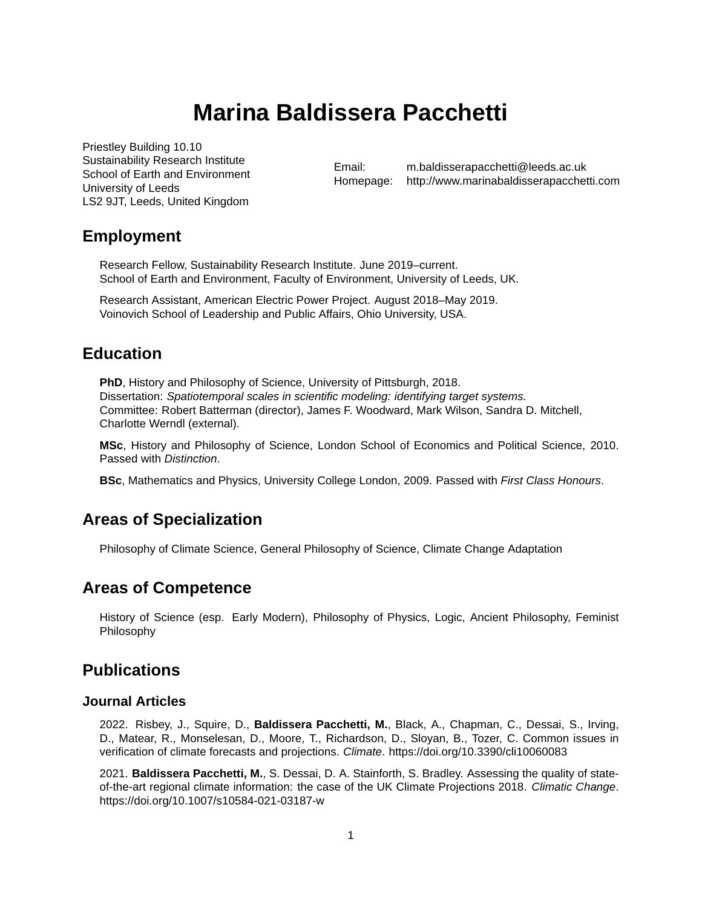# Marina Baldissera Pacchetti

Priestley Building 10.10
Sustainability Research Institute
School of Earth and Environment
University of Leeds
LS2 9JT, Leeds, United Kingdom

Email: m.baldisserapacchetti@leeds.ac.uk
Homepage: http://www.marinabaldisserapacchetti.com

## Employment

Research Fellow, Sustainability Research Institute. June 2019–current.
School of Earth and Environment, Faculty of Environment, University of Leeds, UK.

Research Assistant, American Electric Power Project. August 2018–May 2019.
Voinovich School of Leadership and Public Affairs, Ohio University, USA.

## Education

**PhD**, History and Philosophy of Science, University of Pittsburgh, 2018.
Dissertation: *Spatiotemporal scales in scientific modeling: identifying target systems.*
Committee: Robert Batterman (director), James F. Woodward, Mark Wilson, Sandra D. Mitchell, Charlotte Werndl (external).

**MSc**, History and Philosophy of Science, London School of Economics and Political Science, 2010. Passed with *Distinction*.

**BSc**, Mathematics and Physics, University College London, 2009. Passed with *First Class Honours*.

## Areas of Specialization

Philosophy of Climate Science, General Philosophy of Science, Climate Change Adaptation

## Areas of Competence

History of Science (esp. Early Modern), Philosophy of Physics, Logic, Ancient Philosophy, Feminist Philosophy

## Publications

### Journal Articles

2022. Risbey, J., Squire, D., **Baldissera Pacchetti, M.**, Black, A., Chapman, C., Dessai, S., Irving, D., Matear, R., Monselesan, D., Moore, T., Richardson, D., Sloyan, B., Tozer, C. Common issues in verification of climate forecasts and projections. *Climate*. https://doi.org/10.3390/cli10060083

2021. **Baldissera Pacchetti, M.**, S. Dessai, D. A. Stainforth, S. Bradley. Assessing the quality of state-of-the-art regional climate information: the case of the UK Climate Projections 2018. *Climatic Change*. https://doi.org/10.1007/s10584-021-03187-w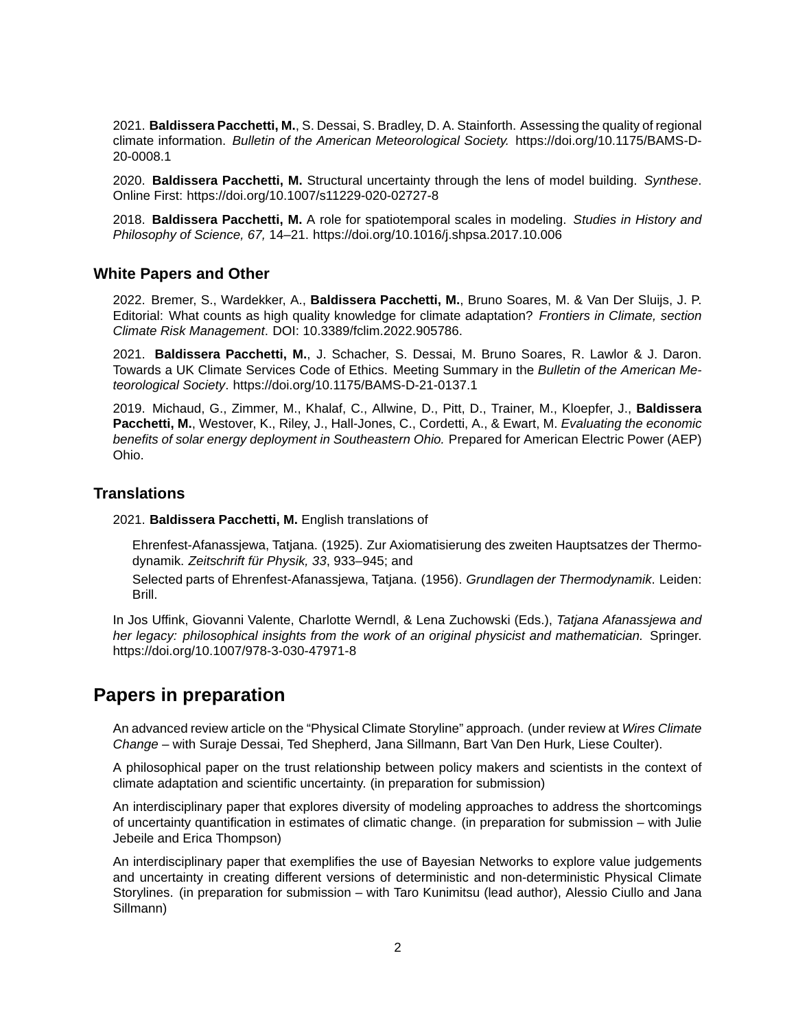2021. **Baldissera Pacchetti, M.**, S. Dessai, S. Bradley, D. A. Stainforth. Assessing the quality of regional climate information. *Bulletin of the American Meteorological Society.* https://doi.org/10.1175/BAMS-D-20-0008.1

2020. **Baldissera Pacchetti, M.** Structural uncertainty through the lens of model building. *Synthese*. Online First: https://doi.org/10.1007/s11229-020-02727-8

2018. **Baldissera Pacchetti, M.** A role for spatiotemporal scales in modeling. *Studies in History and Philosophy of Science, 67,* 14–21. https://doi.org/10.1016/j.shpsa.2017.10.006

### White Papers and Other

2022. Bremer, S., Wardekker, A., **Baldissera Pacchetti, M.**, Bruno Soares, M. & Van Der Sluijs, J. P. Editorial: What counts as high quality knowledge for climate adaptation? *Frontiers in Climate, section Climate Risk Management*. DOI: 10.3389/fclim.2022.905786.

2021. **Baldissera Pacchetti, M.**, J. Schacher, S. Dessai, M. Bruno Soares, R. Lawlor & J. Daron. Towards a UK Climate Services Code of Ethics. Meeting Summary in the *Bulletin of the American Meteorological Society*. https://doi.org/10.1175/BAMS-D-21-0137.1

2019. Michaud, G., Zimmer, M., Khalaf, C., Allwine, D., Pitt, D., Trainer, M., Kloepfer, J., **Baldissera Pacchetti, M.**, Westover, K., Riley, J., Hall-Jones, C., Cordetti, A., & Ewart, M. *Evaluating the economic benefits of solar energy deployment in Southeastern Ohio.* Prepared for American Electric Power (AEP) Ohio.

### Translations

2021. **Baldissera Pacchetti, M.** English translations of

Ehrenfest-Afanassjewa, Tatjana. (1925). Zur Axiomatisierung des zweiten Hauptsatzes der Thermodynamik. *Zeitschrift für Physik, 33*, 933–945; and

Selected parts of Ehrenfest-Afanassjewa, Tatjana. (1956). *Grundlagen der Thermodynamik*. Leiden: Brill.

In Jos Uffink, Giovanni Valente, Charlotte Werndl, & Lena Zuchowski (Eds.), *Tatjana Afanassjewa and her legacy: philosophical insights from the work of an original physicist and mathematician.* Springer. https://doi.org/10.1007/978-3-030-47971-8

## Papers in preparation

An advanced review article on the "Physical Climate Storyline" approach. (under review at *Wires Climate Change* – with Suraje Dessai, Ted Shepherd, Jana Sillmann, Bart Van Den Hurk, Liese Coulter).

A philosophical paper on the trust relationship between policy makers and scientists in the context of climate adaptation and scientific uncertainty. (in preparation for submission)

An interdisciplinary paper that explores diversity of modeling approaches to address the shortcomings of uncertainty quantification in estimates of climatic change. (in preparation for submission – with Julie Jebeile and Erica Thompson)

An interdisciplinary paper that exemplifies the use of Bayesian Networks to explore value judgements and uncertainty in creating different versions of deterministic and non-deterministic Physical Climate Storylines. (in preparation for submission – with Taro Kunimitsu (lead author), Alessio Ciullo and Jana Sillmann)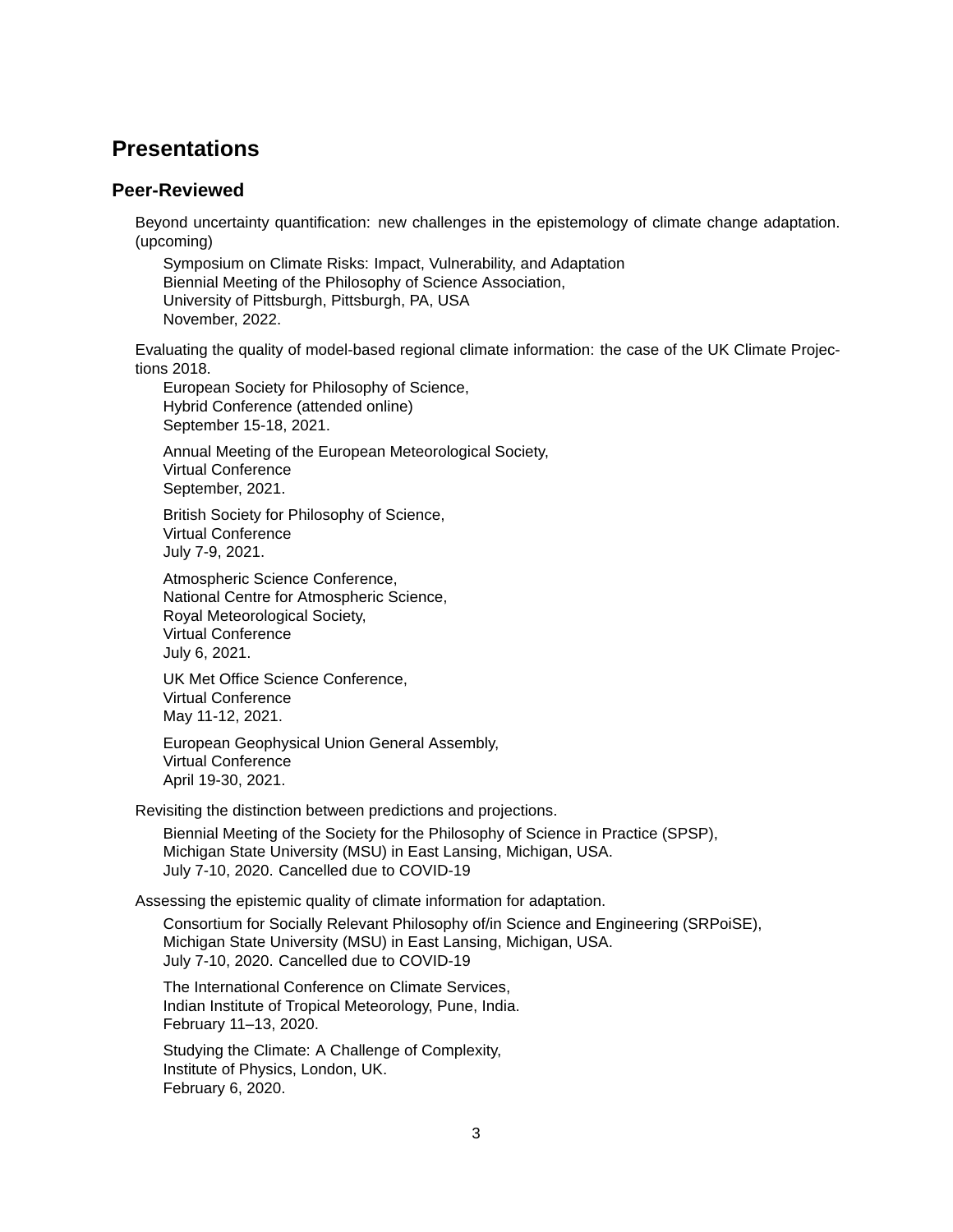# Presentations

## Peer-Reviewed

Beyond uncertainty quantification: new challenges in the epistemology of climate change adaptation. (upcoming)

> Symposium on Climate Risks: Impact, Vulnerability, and Adaptation
> Biennial Meeting of the Philosophy of Science Association,
> University of Pittsburgh, Pittsburgh, PA, USA
> November, 2022.

Evaluating the quality of model-based regional climate information: the case of the UK Climate Projections 2018.

> European Society for Philosophy of Science,
> Hybrid Conference (attended online)
> September 15-18, 2021.

> Annual Meeting of the European Meteorological Society,
> Virtual Conference
> September, 2021.

> British Society for Philosophy of Science,
> Virtual Conference
> July 7-9, 2021.

> Atmospheric Science Conference,
> National Centre for Atmospheric Science,
> Royal Meteorological Society,
> Virtual Conference
> July 6, 2021.

> UK Met Office Science Conference,
> Virtual Conference
> May 11-12, 2021.

> European Geophysical Union General Assembly,
> Virtual Conference
> April 19-30, 2021.

Revisiting the distinction between predictions and projections.

> Biennial Meeting of the Society for the Philosophy of Science in Practice (SPSP),
> Michigan State University (MSU) in East Lansing, Michigan, USA.
> July 7-10, 2020. Cancelled due to COVID-19

Assessing the epistemic quality of climate information for adaptation.

> Consortium for Socially Relevant Philosophy of/in Science and Engineering (SRPoiSE),
> Michigan State University (MSU) in East Lansing, Michigan, USA.
> July 7-10, 2020. Cancelled due to COVID-19

> The International Conference on Climate Services,
> Indian Institute of Tropical Meteorology, Pune, India.
> February 11–13, 2020.

> Studying the Climate: A Challenge of Complexity,
> Institute of Physics, London, UK.
> February 6, 2020.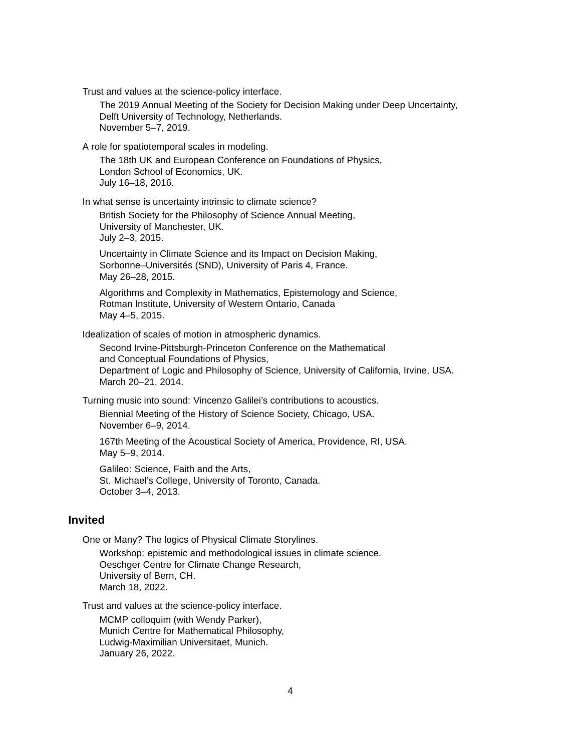Trust and values at the science-policy interface.

The 2019 Annual Meeting of the Society for Decision Making under Deep Uncertainty,
Delft University of Technology, Netherlands.
November 5–7, 2019.

A role for spatiotemporal scales in modeling.

The 18th UK and European Conference on Foundations of Physics,
London School of Economics, UK.
July 16–18, 2016.

In what sense is uncertainty intrinsic to climate science?

British Society for the Philosophy of Science Annual Meeting,
University of Manchester, UK.
July 2–3, 2015.

Uncertainty in Climate Science and its Impact on Decision Making,
Sorbonne–Universités (SND), University of Paris 4, France.
May 26–28, 2015.

Algorithms and Complexity in Mathematics, Epistemology and Science,
Rotman Institute, University of Western Ontario, Canada
May 4–5, 2015.

Idealization of scales of motion in atmospheric dynamics.

Second Irvine-Pittsburgh-Princeton Conference on the Mathematical
and Conceptual Foundations of Physics,
Department of Logic and Philosophy of Science, University of California, Irvine, USA.
March 20–21, 2014.

Turning music into sound: Vincenzo Galilei's contributions to acoustics.

Biennial Meeting of the History of Science Society, Chicago, USA.
November 6–9, 2014.

167th Meeting of the Acoustical Society of America, Providence, RI, USA.
May 5–9, 2014.

Galileo: Science, Faith and the Arts,
St. Michael's College, University of Toronto, Canada.
October 3–4, 2013.

## Invited

One or Many? The logics of Physical Climate Storylines.

Workshop: epistemic and methodological issues in climate science.
Oeschger Centre for Climate Change Research,
University of Bern, CH.
March 18, 2022.

Trust and values at the science-policy interface.

MCMP colloquim (with Wendy Parker),
Munich Centre for Mathematical Philosophy,
Ludwig-Maximilian Universitaet, Munich.
January 26, 2022.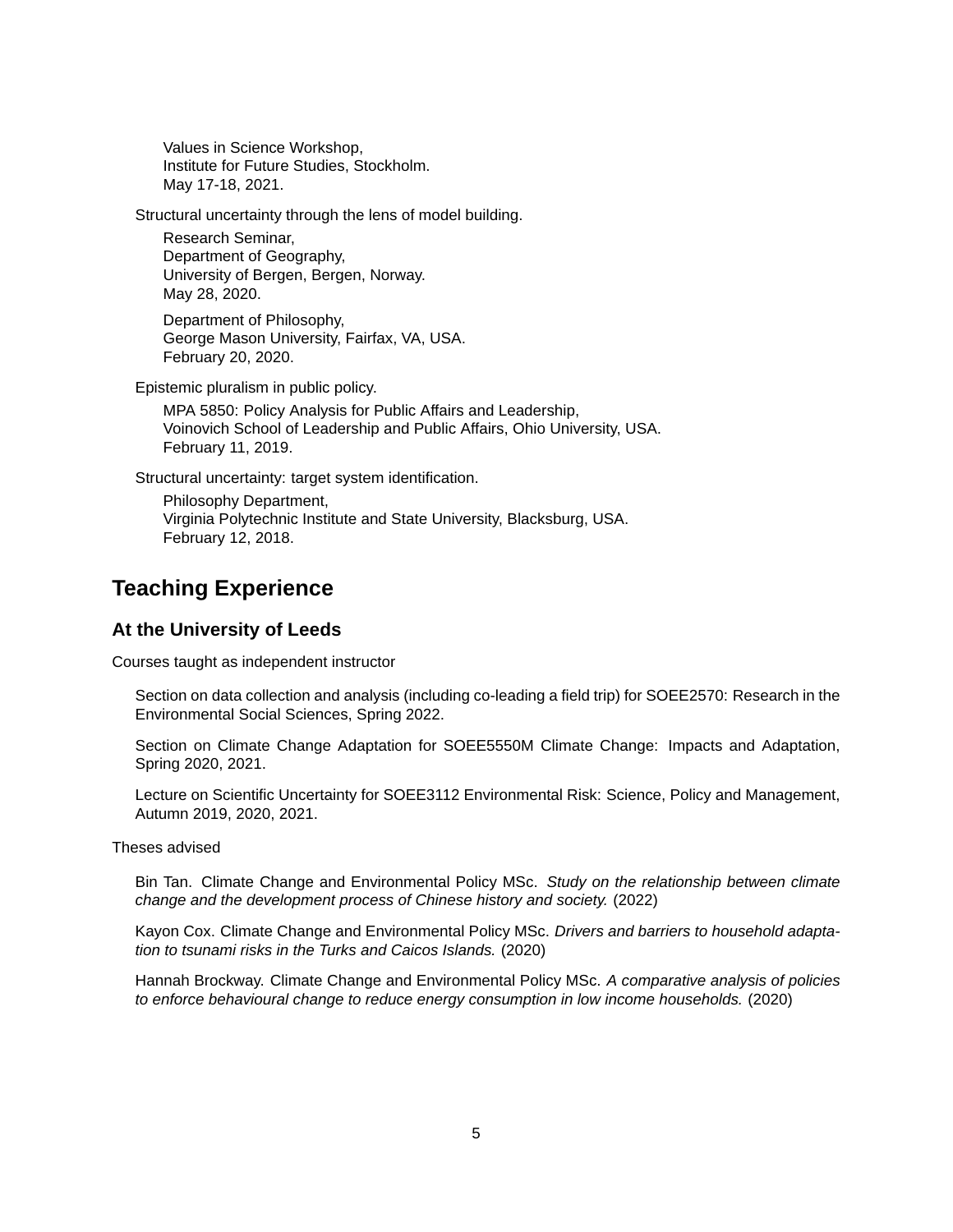Values in Science Workshop,
Institute for Future Studies, Stockholm.
May 17-18, 2021.

Structural uncertainty through the lens of model building.

Research Seminar,
Department of Geography,
University of Bergen, Bergen, Norway.
May 28, 2020.

Department of Philosophy,
George Mason University, Fairfax, VA, USA.
February 20, 2020.

Epistemic pluralism in public policy.

MPA 5850: Policy Analysis for Public Affairs and Leadership,
Voinovich School of Leadership and Public Affairs, Ohio University, USA.
February 11, 2019.

Structural uncertainty: target system identification.

Philosophy Department,
Virginia Polytechnic Institute and State University, Blacksburg, USA.
February 12, 2018.

## Teaching Experience

### At the University of Leeds

Courses taught as independent instructor

Section on data collection and analysis (including co-leading a field trip) for SOEE2570: Research in the Environmental Social Sciences, Spring 2022.

Section on Climate Change Adaptation for SOEE5550M Climate Change: Impacts and Adaptation, Spring 2020, 2021.

Lecture on Scientific Uncertainty for SOEE3112 Environmental Risk: Science, Policy and Management, Autumn 2019, 2020, 2021.

Theses advised

Bin Tan. Climate Change and Environmental Policy MSc. *Study on the relationship between climate change and the development process of Chinese history and society.* (2022)

Kayon Cox. Climate Change and Environmental Policy MSc. *Drivers and barriers to household adaptation to tsunami risks in the Turks and Caicos Islands.* (2020)

Hannah Brockway. Climate Change and Environmental Policy MSc. *A comparative analysis of policies to enforce behavioural change to reduce energy consumption in low income households.* (2020)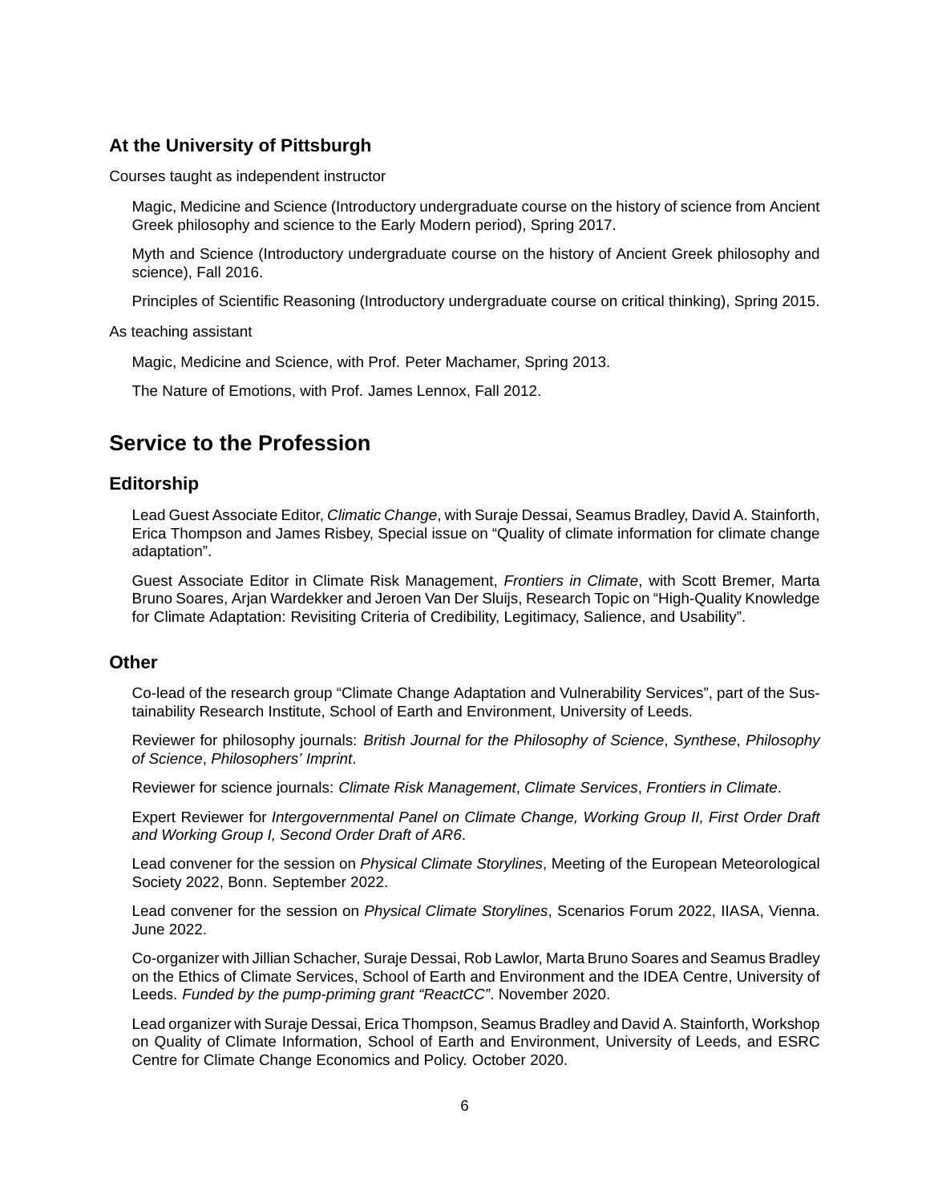### At the University of Pittsburgh

Courses taught as independent instructor

Magic, Medicine and Science (Introductory undergraduate course on the history of science from Ancient Greek philosophy and science to the Early Modern period), Spring 2017.

Myth and Science (Introductory undergraduate course on the history of Ancient Greek philosophy and science), Fall 2016.

Principles of Scientific Reasoning (Introductory undergraduate course on critical thinking), Spring 2015.

As teaching assistant

Magic, Medicine and Science, with Prof. Peter Machamer, Spring 2013.

The Nature of Emotions, with Prof. James Lennox, Fall 2012.

## Service to the Profession

### Editorship

Lead Guest Associate Editor, *Climatic Change*, with Suraje Dessai, Seamus Bradley, David A. Stainforth, Erica Thompson and James Risbey, Special issue on "Quality of climate information for climate change adaptation".

Guest Associate Editor in Climate Risk Management, *Frontiers in Climate*, with Scott Bremer, Marta Bruno Soares, Arjan Wardekker and Jeroen Van Der Sluijs, Research Topic on "High-Quality Knowledge for Climate Adaptation: Revisiting Criteria of Credibility, Legitimacy, Salience, and Usability".

### Other

Co-lead of the research group "Climate Change Adaptation and Vulnerability Services", part of the Sustainability Research Institute, School of Earth and Environment, University of Leeds.

Reviewer for philosophy journals: *British Journal for the Philosophy of Science*, *Synthese*, *Philosophy of Science*, *Philosophers' Imprint*.

Reviewer for science journals: *Climate Risk Management*, *Climate Services*, *Frontiers in Climate*.

Expert Reviewer for *Intergovernmental Panel on Climate Change, Working Group II, First Order Draft and Working Group I, Second Order Draft of AR6*.

Lead convener for the session on *Physical Climate Storylines*, Meeting of the European Meteorological Society 2022, Bonn. September 2022.

Lead convener for the session on *Physical Climate Storylines*, Scenarios Forum 2022, IIASA, Vienna. June 2022.

Co-organizer with Jillian Schacher, Suraje Dessai, Rob Lawlor, Marta Bruno Soares and Seamus Bradley on the Ethics of Climate Services, School of Earth and Environment and the IDEA Centre, University of Leeds. *Funded by the pump-priming grant "ReactCC"*. November 2020.

Lead organizer with Suraje Dessai, Erica Thompson, Seamus Bradley and David A. Stainforth, Workshop on Quality of Climate Information, School of Earth and Environment, University of Leeds, and ESRC Centre for Climate Change Economics and Policy. October 2020.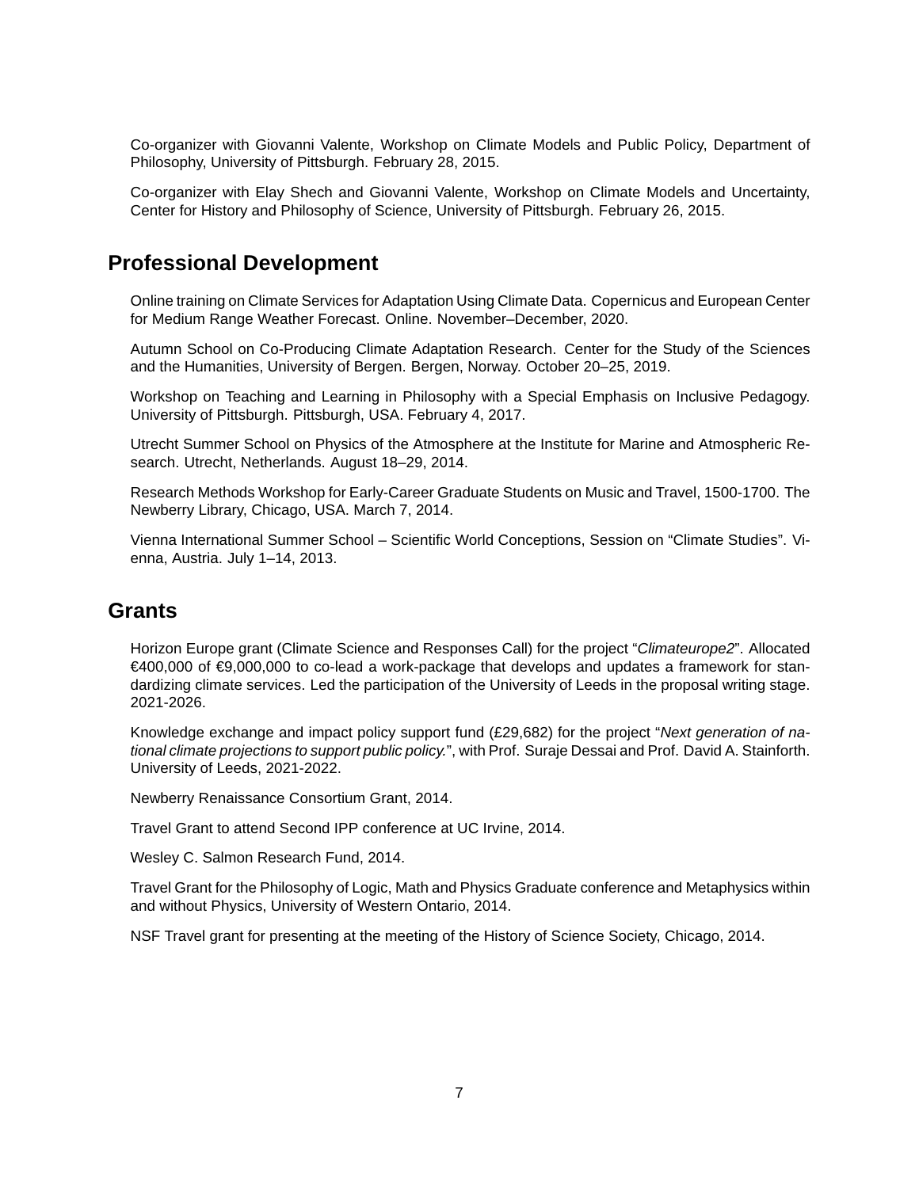Co-organizer with Giovanni Valente, Workshop on Climate Models and Public Policy, Department of Philosophy, University of Pittsburgh. February 28, 2015.

Co-organizer with Elay Shech and Giovanni Valente, Workshop on Climate Models and Uncertainty, Center for History and Philosophy of Science, University of Pittsburgh. February 26, 2015.

## Professional Development

Online training on Climate Services for Adaptation Using Climate Data. Copernicus and European Center for Medium Range Weather Forecast. Online. November–December, 2020.

Autumn School on Co-Producing Climate Adaptation Research. Center for the Study of the Sciences and the Humanities, University of Bergen. Bergen, Norway. October 20–25, 2019.

Workshop on Teaching and Learning in Philosophy with a Special Emphasis on Inclusive Pedagogy. University of Pittsburgh. Pittsburgh, USA. February 4, 2017.

Utrecht Summer School on Physics of the Atmosphere at the Institute for Marine and Atmospheric Research. Utrecht, Netherlands. August 18–29, 2014.

Research Methods Workshop for Early-Career Graduate Students on Music and Travel, 1500-1700. The Newberry Library, Chicago, USA. March 7, 2014.

Vienna International Summer School – Scientific World Conceptions, Session on "Climate Studies". Vienna, Austria. July 1–14, 2013.

## Grants

Horizon Europe grant (Climate Science and Responses Call) for the project "*Climateurope2*". Allocated €400,000 of €9,000,000 to co-lead a work-package that develops and updates a framework for standardizing climate services. Led the participation of the University of Leeds in the proposal writing stage. 2021-2026.

Knowledge exchange and impact policy support fund (£29,682) for the project "*Next generation of national climate projections to support public policy.*", with Prof. Suraje Dessai and Prof. David A. Stainforth. University of Leeds, 2021-2022.

Newberry Renaissance Consortium Grant, 2014.

Travel Grant to attend Second IPP conference at UC Irvine, 2014.

Wesley C. Salmon Research Fund, 2014.

Travel Grant for the Philosophy of Logic, Math and Physics Graduate conference and Metaphysics within and without Physics, University of Western Ontario, 2014.

NSF Travel grant for presenting at the meeting of the History of Science Society, Chicago, 2014.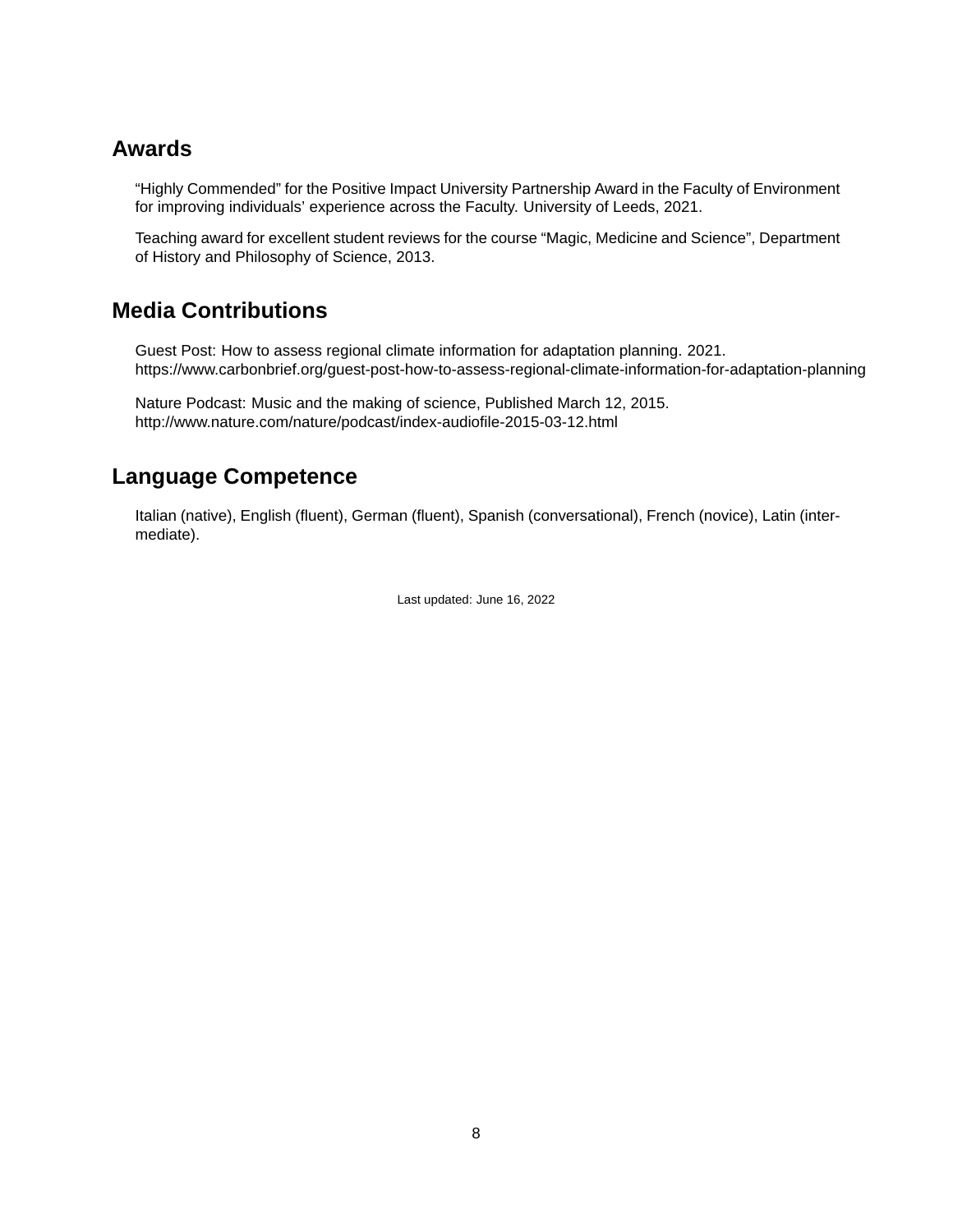## Awards

"Highly Commended" for the Positive Impact University Partnership Award in the Faculty of Environment for improving individuals' experience across the Faculty. University of Leeds, 2021.

Teaching award for excellent student reviews for the course "Magic, Medicine and Science", Department of History and Philosophy of Science, 2013.

## Media Contributions

Guest Post: How to assess regional climate information for adaptation planning. 2021.
https://www.carbonbrief.org/guest-post-how-to-assess-regional-climate-information-for-adaptation-planning

Nature Podcast: Music and the making of science, Published March 12, 2015.
http://www.nature.com/nature/podcast/index-audiofile-2015-03-12.html

## Language Competence

Italian (native), English (fluent), German (fluent), Spanish (conversational), French (novice), Latin (intermediate).

Last updated: June 16, 2022